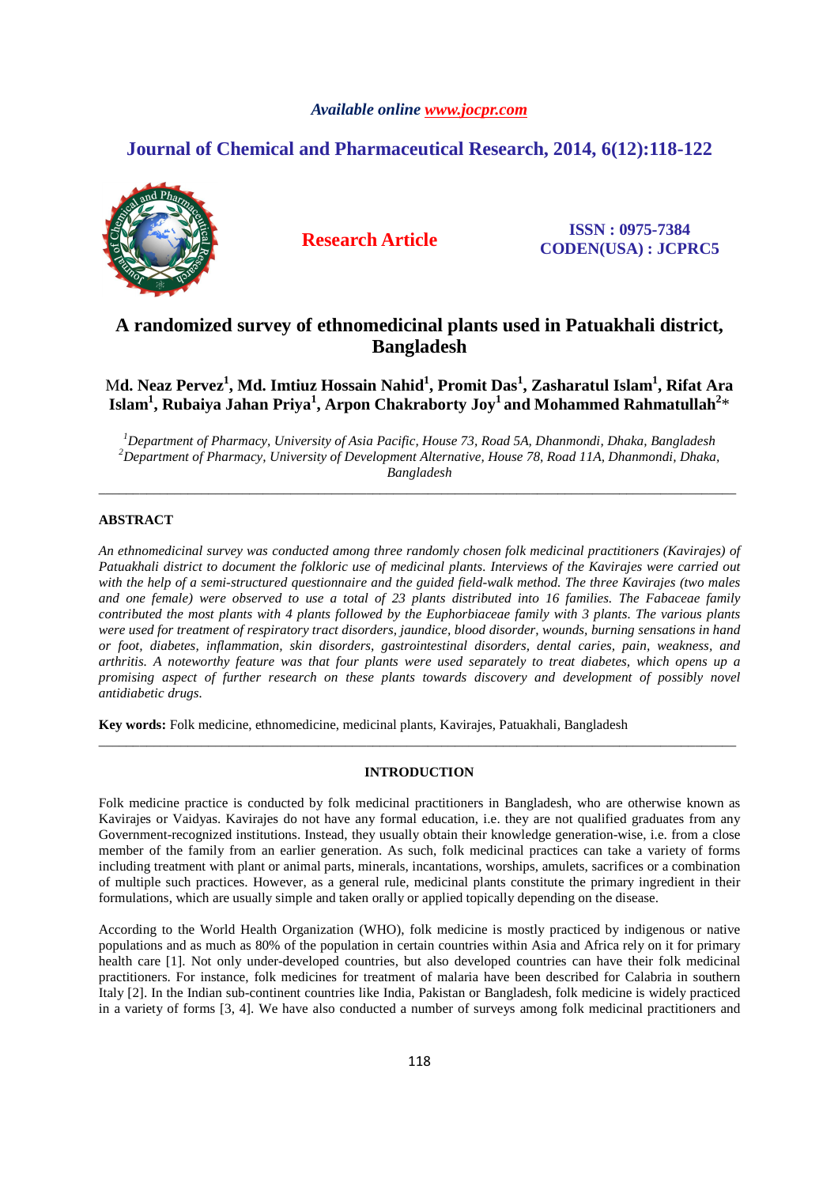Available online www.jocpr.com

# Journal of Chemical and Pharmaceutical Research, 2014, 6(12):118-122

**Research Article**

**ISSN : 0975-7384**
**CODEN(USA) : JCPRC5**

# A randomized survey of ethnomedicinal plants used in Patuakhali district, Bangladesh

**Md. Neaz Pervez[1], Md. Imtiuz Hossain Nahid[1], Promit Das[1], Zasharatul Islam[1], Rifat Ara Islam[1], Rubaiya Jahan Priya[1], Arpon Chakraborty Joy[1] and Mohammed Rahmatullah[2]***

*[1]Department of Pharmacy, University of Asia Pacific, House 73, Road 5A, Dhanmondi, Dhaka, Bangladesh*
*[2]Department of Pharmacy, University of Development Alternative, House 78, Road 11A, Dhanmondi, Dhaka, Bangladesh*

---

## ABSTRACT

*An ethnomedicinal survey was conducted among three randomly chosen folk medicinal practitioners (Kavirajes) of Patuakhali district to document the folkloric use of medicinal plants. Interviews of the Kavirajes were carried out with the help of a semi-structured questionnaire and the guided field-walk method. The three Kavirajes (two males and one female) were observed to use a total of 23 plants distributed into 16 families. The Fabaceae family contributed the most plants with 4 plants followed by the Euphorbiaceae family with 3 plants. The various plants were used for treatment of respiratory tract disorders, jaundice, blood disorder, wounds, burning sensations in hand or foot, diabetes, inflammation, skin disorders, gastrointestinal disorders, dental caries, pain, weakness, and arthritis. A noteworthy feature was that four plants were used separately to treat diabetes, which opens up a promising aspect of further research on these plants towards discovery and development of possibly novel antidiabetic drugs.*

**Key words:** Folk medicine, ethnomedicine, medicinal plants, Kavirajes, Patuakhali, Bangladesh

---

## INTRODUCTION

Folk medicine practice is conducted by folk medicinal practitioners in Bangladesh, who are otherwise known as Kavirajes or Vaidyas. Kavirajes do not have any formal education, i.e. they are not qualified graduates from any Government-recognized institutions. Instead, they usually obtain their knowledge generation-wise, i.e. from a close member of the family from an earlier generation. As such, folk medicinal practices can take a variety of forms including treatment with plant or animal parts, minerals, incantations, worships, amulets, sacrifices or a combination of multiple such practices. However, as a general rule, medicinal plants constitute the primary ingredient in their formulations, which are usually simple and taken orally or applied topically depending on the disease.

According to the World Health Organization (WHO), folk medicine is mostly practiced by indigenous or native populations and as much as 80% of the population in certain countries within Asia and Africa rely on it for primary health care [1]. Not only under-developed countries, but also developed countries can have their folk medicinal practitioners. For instance, folk medicines for treatment of malaria have been described for Calabria in southern Italy [2]. In the Indian sub-continent countries like India, Pakistan or Bangladesh, folk medicine is widely practiced in a variety of forms [3, 4]. We have also conducted a number of surveys among folk medicinal practitioners and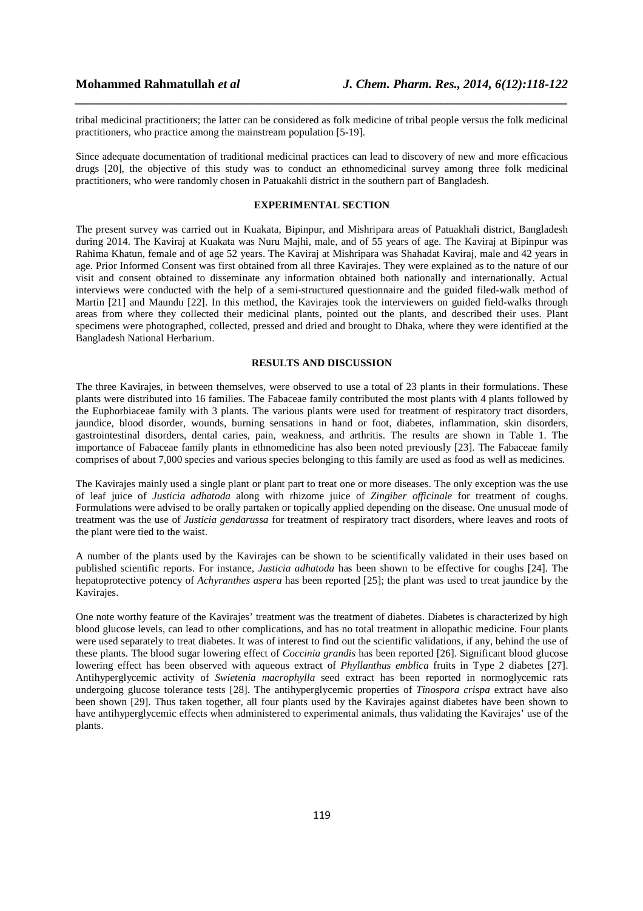tribal medicinal practitioners; the latter can be considered as folk medicine of tribal people versus the folk medicinal practitioners, who practice among the mainstream population [5-19].

Since adequate documentation of traditional medicinal practices can lead to discovery of new and more efficacious drugs [20], the objective of this study was to conduct an ethnomedicinal survey among three folk medicinal practitioners, who were randomly chosen in Patuakahli district in the southern part of Bangladesh.

## EXPERIMENTAL SECTION

The present survey was carried out in Kuakata, Bipinpur, and Mishripara areas of Patuakhali district, Bangladesh during 2014. The Kaviraj at Kuakata was Nuru Majhi, male, and of 55 years of age. The Kaviraj at Bipinpur was Rahima Khatun, female and of age 52 years. The Kaviraj at Mishripara was Shahadat Kaviraj, male and 42 years in age. Prior Informed Consent was first obtained from all three Kavirajes. They were explained as to the nature of our visit and consent obtained to disseminate any information obtained both nationally and internationally. Actual interviews were conducted with the help of a semi-structured questionnaire and the guided filed-walk method of Martin [21] and Maundu [22]. In this method, the Kavirajes took the interviewers on guided field-walks through areas from where they collected their medicinal plants, pointed out the plants, and described their uses. Plant specimens were photographed, collected, pressed and dried and brought to Dhaka, where they were identified at the Bangladesh National Herbarium.

## RESULTS AND DISCUSSION

The three Kavirajes, in between themselves, were observed to use a total of 23 plants in their formulations. These plants were distributed into 16 families. The Fabaceae family contributed the most plants with 4 plants followed by the Euphorbiaceae family with 3 plants. The various plants were used for treatment of respiratory tract disorders, jaundice, blood disorder, wounds, burning sensations in hand or foot, diabetes, inflammation, skin disorders, gastrointestinal disorders, dental caries, pain, weakness, and arthritis. The results are shown in Table 1. The importance of Fabaceae family plants in ethnomedicine has also been noted previously [23]. The Fabaceae family comprises of about 7,000 species and various species belonging to this family are used as food as well as medicines.

The Kavirajes mainly used a single plant or plant part to treat one or more diseases. The only exception was the use of leaf juice of *Justicia adhatoda* along with rhizome juice of *Zingiber officinale* for treatment of coughs. Formulations were advised to be orally partaken or topically applied depending on the disease. One unusual mode of treatment was the use of *Justicia gendarussa* for treatment of respiratory tract disorders, where leaves and roots of the plant were tied to the waist.

A number of the plants used by the Kavirajes can be shown to be scientifically validated in their uses based on published scientific reports. For instance, *Justicia adhatoda* has been shown to be effective for coughs [24]. The hepatoprotective potency of *Achyranthes aspera* has been reported [25]; the plant was used to treat jaundice by the Kavirajes.

One note worthy feature of the Kavirajes' treatment was the treatment of diabetes. Diabetes is characterized by high blood glucose levels, can lead to other complications, and has no total treatment in allopathic medicine. Four plants were used separately to treat diabetes. It was of interest to find out the scientific validations, if any, behind the use of these plants. The blood sugar lowering effect of *Coccinia grandis* has been reported [26]. Significant blood glucose lowering effect has been observed with aqueous extract of *Phyllanthus emblica* fruits in Type 2 diabetes [27]. Antihyperglycemic activity of *Swietenia macrophylla* seed extract has been reported in normoglycemic rats undergoing glucose tolerance tests [28]. The antihyperglycemic properties of *Tinospora crispa* extract have also been shown [29]. Thus taken together, all four plants used by the Kavirajes against diabetes have been shown to have antihyperglycemic effects when administered to experimental animals, thus validating the Kavirajes' use of the plants.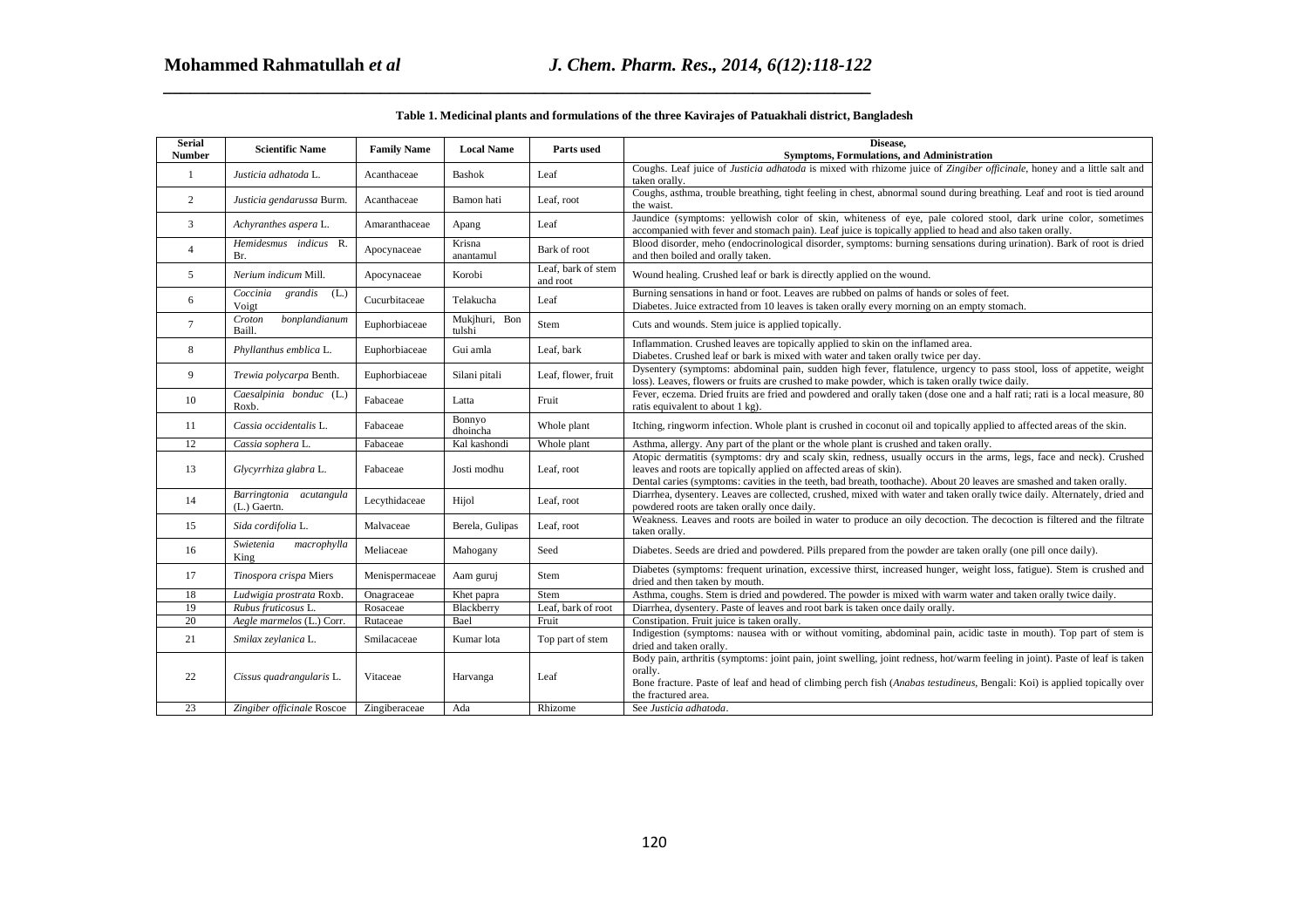**Table 1. Medicinal plants and formulations of the three Kavirajes of Patuakhali district, Bangladesh**

| Serial Number | Scientific Name | Family Name | Local Name | Parts used | Disease, Symptoms, Formulations, and Administration |
|---|---|---|---|---|---|
| 1 | *Justicia adhatoda* L. | Acanthaceae | Bashok | Leaf | Coughs. Leaf juice of *Justicia adhatoda* is mixed with rhizome juice of *Zingiber officinale*, honey and a little salt and taken orally. |
| 2 | *Justicia gendarussa* Burm. | Acanthaceae | Bamon hati | Leaf, root | Coughs, asthma, trouble breathing, tight feeling in chest, abnormal sound during breathing. Leaf and root is tied around the waist. |
| 3 | *Achyranthes aspera* L. | Amaranthaceae | Apang | Leaf | Jaundice (symptoms: yellowish color of skin, whiteness of eye, pale colored stool, dark urine color, sometimes accompanied with fever and stomach pain). Leaf juice is topically applied to head and also taken orally. |
| 4 | *Hemidesmus indicus* R. Br. | Apocynaceae | Krisna anantamul | Bark of root | Blood disorder, meho (endocrinological disorder, symptoms: burning sensations during urination). Bark of root is dried and then boiled and orally taken. |
| 5 | *Nerium indicum* Mill. | Apocynaceae | Korobi | Leaf, bark of stem and root | Wound healing. Crushed leaf or bark is directly applied on the wound. |
| 6 | *Coccinia grandis* (L.) Voigt | Cucurbitaceae | Telakucha | Leaf | Burning sensations in hand or foot. Leaves are rubbed on palms of hands or soles of feet.<br>Diabetes. Juice extracted from 10 leaves is taken orally every morning on an empty stomach. |
| 7 | *Croton bonplandianum* Baill. | Euphorbiaceae | Mukjhuri, Bon tulshi | Stem | Cuts and wounds. Stem juice is applied topically. |
| 8 | *Phyllanthus emblica* L. | Euphorbiaceae | Gui amla | Leaf, bark | Inflammation. Crushed leaves are topically applied to skin on the inflamed area.<br>Diabetes. Crushed leaf or bark is mixed with water and taken orally twice per day. |
| 9 | *Trewia polycarpa* Benth. | Euphorbiaceae | Silani pitali | Leaf, flower, fruit | Dysentery (symptoms: abdominal pain, sudden high fever, flatulence, urgency to pass stool, loss of appetite, weight loss). Leaves, flowers or fruits are crushed to make powder, which is taken orally twice daily. |
| 10 | *Caesalpinia bonduc* (L.) Roxb. | Fabaceae | Latta | Fruit | Fever, eczema. Dried fruits are fried and powdered and orally taken (dose one and a half rati; rati is a local measure, 80 ratis equivalent to about 1 kg). |
| 11 | *Cassia occidentalis* L. | Fabaceae | Bonnyo dhoincha | Whole plant | Itching, ringworm infection. Whole plant is crushed in coconut oil and topically applied to affected areas of the skin. |
| 12 | *Cassia sophera* L. | Fabaceae | Kal kashondi | Whole plant | Asthma, allergy. Any part of the plant or the whole plant is crushed and taken orally. |
| 13 | *Glycyrrhiza glabra* L. | Fabaceae | Josti modhu | Leaf, root | Atopic dermatitis (symptoms: dry and scaly skin, redness, usually occurs in the arms, legs, face and neck). Crushed leaves and roots are topically applied on affected areas of skin).<br>Dental caries (symptoms: cavities in the teeth, bad breath, toothache). About 20 leaves are smashed and taken orally. |
| 14 | *Barringtonia acutangula* (L.) Gaertn. | Lecythidaceae | Hijol | Leaf, root | Diarrhea, dysentery. Leaves are collected, crushed, mixed with water and taken orally twice daily. Alternately, dried and powdered roots are taken orally once daily. |
| 15 | *Sida cordifolia* L. | Malvaceae | Berela, Gulipas | Leaf, root | Weakness. Leaves and roots are boiled in water to produce an oily decoction. The decoction is filtered and the filtrate taken orally. |
| 16 | *Swietenia macrophylla* King | Meliaceae | Mahogany | Seed | Diabetes. Seeds are dried and powdered. Pills prepared from the powder are taken orally (one pill once daily). |
| 17 | *Tinospora crispa* Miers | Menispermaceae | Aam guruj | Stem | Diabetes (symptoms: frequent urination, excessive thirst, increased hunger, weight loss, fatigue). Stem is crushed and dried and then taken by mouth. |
| 18 | *Ludwigia prostrata* Roxb. | Onagraceae | Khet papra | Stem | Asthma, coughs. Stem is dried and powdered. The powder is mixed with warm water and taken orally twice daily. |
| 19 | *Rubus fruticosus* L. | Rosaceae | Blackberry | Leaf, bark of root | Diarrhea, dysentery. Paste of leaves and root bark is taken once daily orally. |
| 20 | *Aegle marmelos* (L.) Corr. | Rutaceae | Bael | Fruit | Constipation. Fruit juice is taken orally. |
| 21 | *Smilax zeylanica* L. | Smilacaceae | Kumar lota | Top part of stem | Indigestion (symptoms: nausea with or without vomiting, abdominal pain, acidic taste in mouth). Top part of stem is dried and taken orally. |
| 22 | *Cissus quadrangularis* L. | Vitaceae | Harvanga | Leaf | Body pain, arthritis (symptoms: joint pain, joint swelling, joint redness, hot/warm feeling in joint). Paste of leaf is taken orally.<br>Bone fracture. Paste of leaf and head of climbing perch fish (*Anabas testudineus*, Bengali: Koi) is applied topically over the fractured area. |
| 23 | *Zingiber officinale* Roscoe | Zingiberaceae | Ada | Rhizome | See *Justicia adhatoda*. |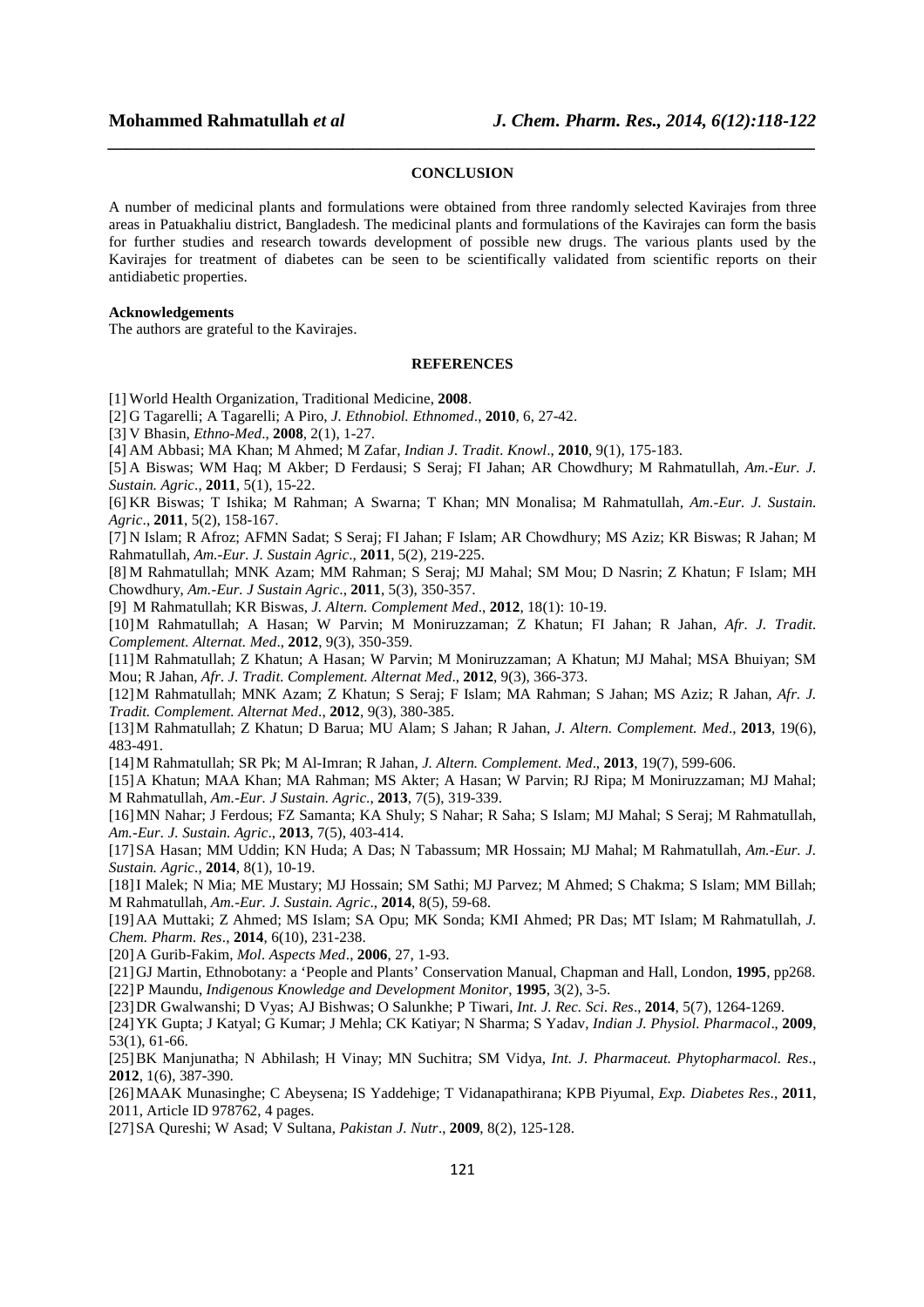## CONCLUSION

A number of medicinal plants and formulations were obtained from three randomly selected Kavirajes from three areas in Patuakhaliu district, Bangladesh. The medicinal plants and formulations of the Kavirajes can form the basis for further studies and research towards development of possible new drugs. The various plants used by the Kavirajes for treatment of diabetes can be seen to be scientifically validated from scientific reports on their antidiabetic properties.

**Acknowledgements**
The authors are grateful to the Kavirajes.

## REFERENCES

[1] World Health Organization, Traditional Medicine, **2008**.

[2] G Tagarelli; A Tagarelli; A Piro, *J. Ethnobiol. Ethnomed*., **2010**, 6, 27-42.

[3] V Bhasin, *Ethno-Med*., **2008**, 2(1), 1-27.

[4] AM Abbasi; MA Khan; M Ahmed; M Zafar, *Indian J. Tradit. Knowl*., **2010**, 9(1), 175-183.

[5] A Biswas; WM Haq; M Akber; D Ferdausi; S Seraj; FI Jahan; AR Chowdhury; M Rahmatullah, *Am.-Eur. J. Sustain. Agric*., **2011**, 5(1), 15-22.

[6] KR Biswas; T Ishika; M Rahman; A Swarna; T Khan; MN Monalisa; M Rahmatullah, *Am.-Eur. J. Sustain. Agric*., **2011**, 5(2), 158-167.

[7] N Islam; R Afroz; AFMN Sadat; S Seraj; FI Jahan; F Islam; AR Chowdhury; MS Aziz; KR Biswas; R Jahan; M Rahmatullah, *Am.-Eur. J. Sustain Agric*., **2011**, 5(2), 219-225.

[8] M Rahmatullah; MNK Azam; MM Rahman; S Seraj; MJ Mahal; SM Mou; D Nasrin; Z Khatun; F Islam; MH Chowdhury, *Am.-Eur. J Sustain Agric*., **2011**, 5(3), 350-357.

[9] M Rahmatullah; KR Biswas, *J. Altern. Complement Med*., **2012**, 18(1): 10-19.

[10] M Rahmatullah; A Hasan; W Parvin; M Moniruzzaman; Z Khatun; FI Jahan; R Jahan, *Afr. J. Tradit. Complement. Alternat. Med*., **2012**, 9(3), 350-359.

[11] M Rahmatullah; Z Khatun; A Hasan; W Parvin; M Moniruzzaman; A Khatun; MJ Mahal; MSA Bhuiyan; SM Mou; R Jahan, *Afr. J. Tradit. Complement. Alternat Med*., **2012**, 9(3), 366-373.

[12] M Rahmatullah; MNK Azam; Z Khatun; S Seraj; F Islam; MA Rahman; S Jahan; MS Aziz; R Jahan, *Afr. J. Tradit. Complement. Alternat Med*., **2012**, 9(3), 380-385.

[13] M Rahmatullah; Z Khatun; D Barua; MU Alam; S Jahan; R Jahan, *J. Altern. Complement. Med*., **2013**, 19(6), 483-491.

[14] M Rahmatullah; SR Pk; M Al-Imran; R Jahan, *J. Altern. Complement. Med*., **2013**, 19(7), 599-606.

[15] A Khatun; MAA Khan; MA Rahman; MS Akter; A Hasan; W Parvin; RJ Ripa; M Moniruzzaman; MJ Mahal; M Rahmatullah, *Am.-Eur. J Sustain. Agric*., **2013**, 7(5), 319-339.

[16] MN Nahar; J Ferdous; FZ Samanta; KA Shuly; S Nahar; R Saha; S Islam; MJ Mahal; S Seraj; M Rahmatullah, *Am.-Eur. J. Sustain. Agric*., **2013**, 7(5), 403-414.

[17] SA Hasan; MM Uddin; KN Huda; A Das; N Tabassum; MR Hossain; MJ Mahal; M Rahmatullah, *Am.-Eur. J. Sustain. Agric*., **2014**, 8(1), 10-19.

[18] I Malek; N Mia; ME Mustary; MJ Hossain; SM Sathi; MJ Parvez; M Ahmed; S Chakma; S Islam; MM Billah; M Rahmatullah, *Am.-Eur. J. Sustain. Agric*., **2014**, 8(5), 59-68.

[19] AA Muttaki; Z Ahmed; MS Islam; SA Opu; MK Sonda; KMI Ahmed; PR Das; MT Islam; M Rahmatullah, *J. Chem. Pharm. Res*., **2014**, 6(10), 231-238.

[20] A Gurib-Fakim, *Mol. Aspects Med*., **2006**, 27, 1-93.

[21] GJ Martin, Ethnobotany: a 'People and Plants' Conservation Manual, Chapman and Hall, London, **1995**, pp268.

[22] P Maundu, *Indigenous Knowledge and Development Monitor*, **1995**, 3(2), 3-5.

[23] DR Gwalwanshi; D Vyas; AJ Bishwas; O Salunkhe; P Tiwari, *Int. J. Rec. Sci. Res*., **2014**, 5(7), 1264-1269.

[24] YK Gupta; J Katyal; G Kumar; J Mehla; CK Katiyar; N Sharma; S Yadav, *Indian J. Physiol. Pharmacol*., **2009**, 53(1), 61-66.

[25] BK Manjunatha; N Abhilash; H Vinay; MN Suchitra; SM Vidya, *Int. J. Pharmaceut. Phytopharmacol. Res*., **2012**, 1(6), 387-390.

[26] MAAK Munasinghe; C Abeysena; IS Yaddehige; T Vidanapathirana; KPB Piyumal, *Exp. Diabetes Res*., **2011**, 2011, Article ID 978762, 4 pages.

[27] SA Qureshi; W Asad; V Sultana, *Pakistan J. Nutr*., **2009**, 8(2), 125-128.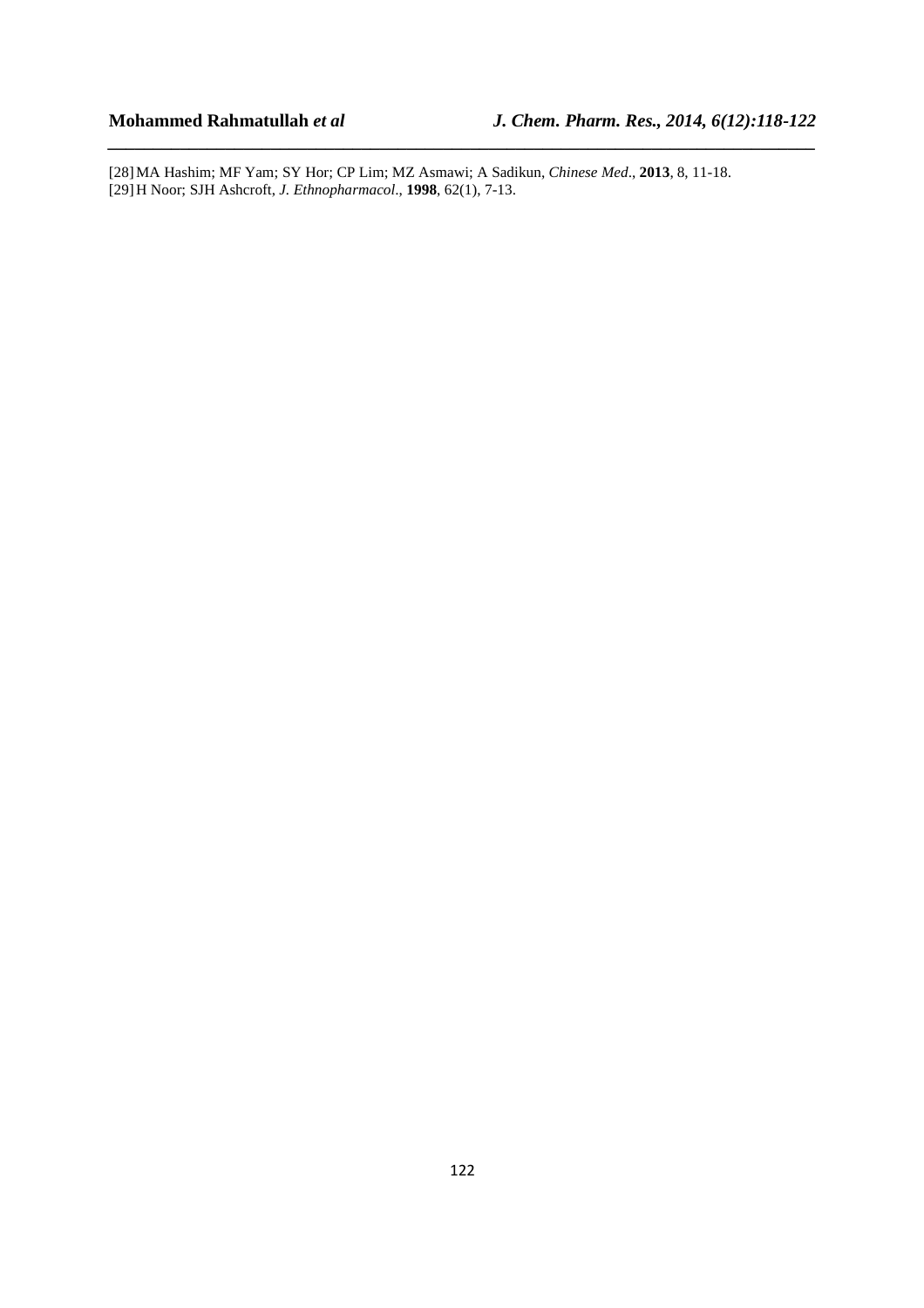[28] MA Hashim; MF Yam; SY Hor; CP Lim; MZ Asmawi; A Sadikun, *Chinese Med*., **2013**, 8, 11-18.
[29] H Noor; SJH Ashcroft, *J. Ethnopharmacol*., **1998**, 62(1), 7-13.